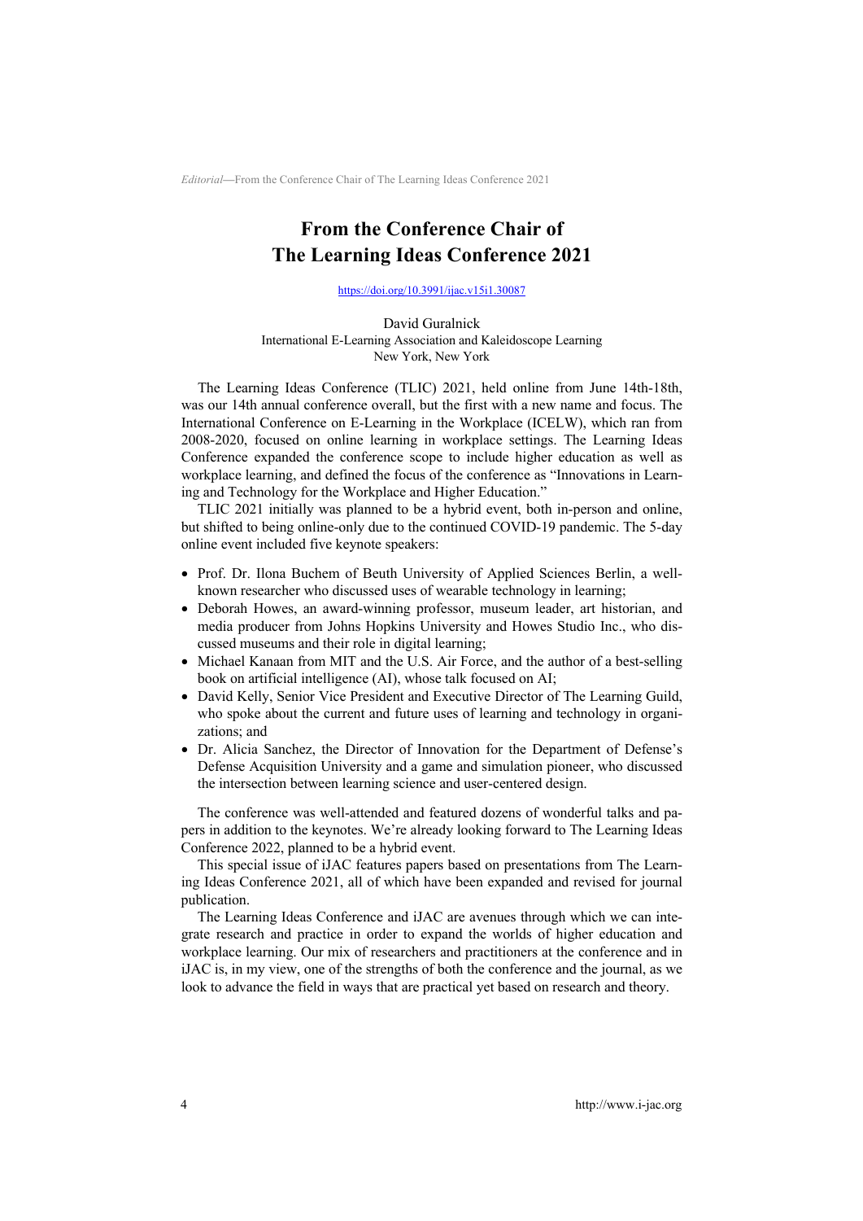# From the Conference Chair of The Learning Ideas Conference 2021

https://doi.org/10.3991/ijac.v15i1.30087

David Guralnick
International E-Learning Association and Kaleidoscope Learning
New York, New York

The Learning Ideas Conference (TLIC) 2021, held online from June 14th-18th, was our 14th annual conference overall, but the first with a new name and focus. The International Conference on E-Learning in the Workplace (ICELW), which ran from 2008-2020, focused on online learning in workplace settings. The Learning Ideas Conference expanded the conference scope to include higher education as well as workplace learning, and defined the focus of the conference as "Innovations in Learning and Technology for the Workplace and Higher Education."

TLIC 2021 initially was planned to be a hybrid event, both in-person and online, but shifted to being online-only due to the continued COVID-19 pandemic. The 5-day online event included five keynote speakers:

- Prof. Dr. Ilona Buchem of Beuth University of Applied Sciences Berlin, a well-known researcher who discussed uses of wearable technology in learning;
- Deborah Howes, an award-winning professor, museum leader, art historian, and media producer from Johns Hopkins University and Howes Studio Inc., who discussed museums and their role in digital learning;
- Michael Kanaan from MIT and the U.S. Air Force, and the author of a best-selling book on artificial intelligence (AI), whose talk focused on AI;
- David Kelly, Senior Vice President and Executive Director of The Learning Guild, who spoke about the current and future uses of learning and technology in organizations; and
- Dr. Alicia Sanchez, the Director of Innovation for the Department of Defense's Defense Acquisition University and a game and simulation pioneer, who discussed the intersection between learning science and user-centered design.

The conference was well-attended and featured dozens of wonderful talks and papers in addition to the keynotes. We're already looking forward to The Learning Ideas Conference 2022, planned to be a hybrid event.

This special issue of iJAC features papers based on presentations from The Learning Ideas Conference 2021, all of which have been expanded and revised for journal publication.

The Learning Ideas Conference and iJAC are avenues through which we can integrate research and practice in order to expand the worlds of higher education and workplace learning. Our mix of researchers and practitioners at the conference and in iJAC is, in my view, one of the strengths of both the conference and the journal, as we look to advance the field in ways that are practical yet based on research and theory.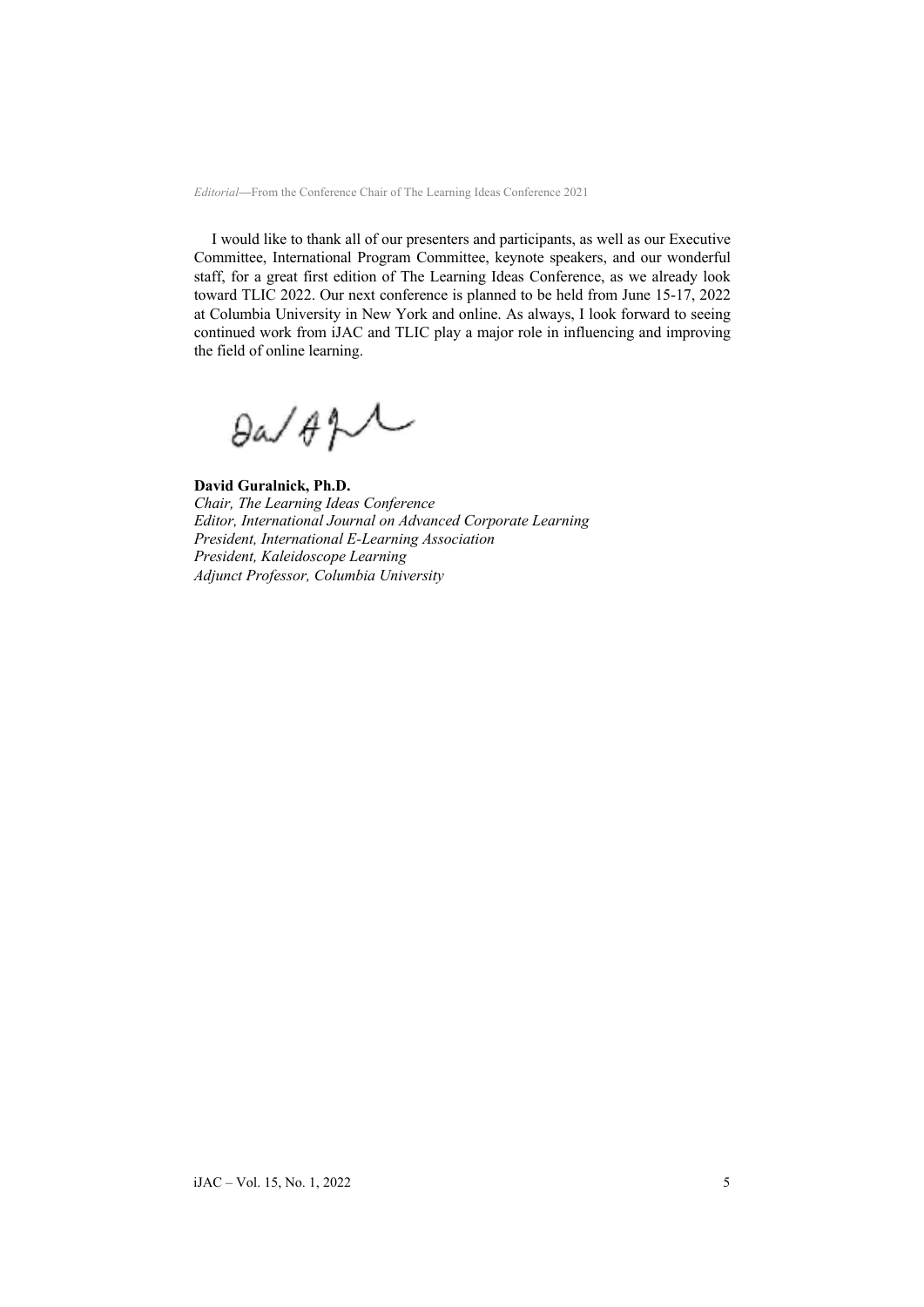I would like to thank all of our presenters and participants, as well as our Executive Committee, International Program Committee, keynote speakers, and our wonderful staff, for a great first edition of The Learning Ideas Conference, as we already look toward TLIC 2022. Our next conference is planned to be held from June 15-17, 2022 at Columbia University in New York and online. As always, I look forward to seeing continued work from iJAC and TLIC play a major role in influencing and improving the field of online learning.

**David Guralnick, Ph.D.**
*Chair, The Learning Ideas Conference*
*Editor, International Journal on Advanced Corporate Learning*
*President, International E-Learning Association*
*President, Kaleidoscope Learning*
*Adjunct Professor, Columbia University*